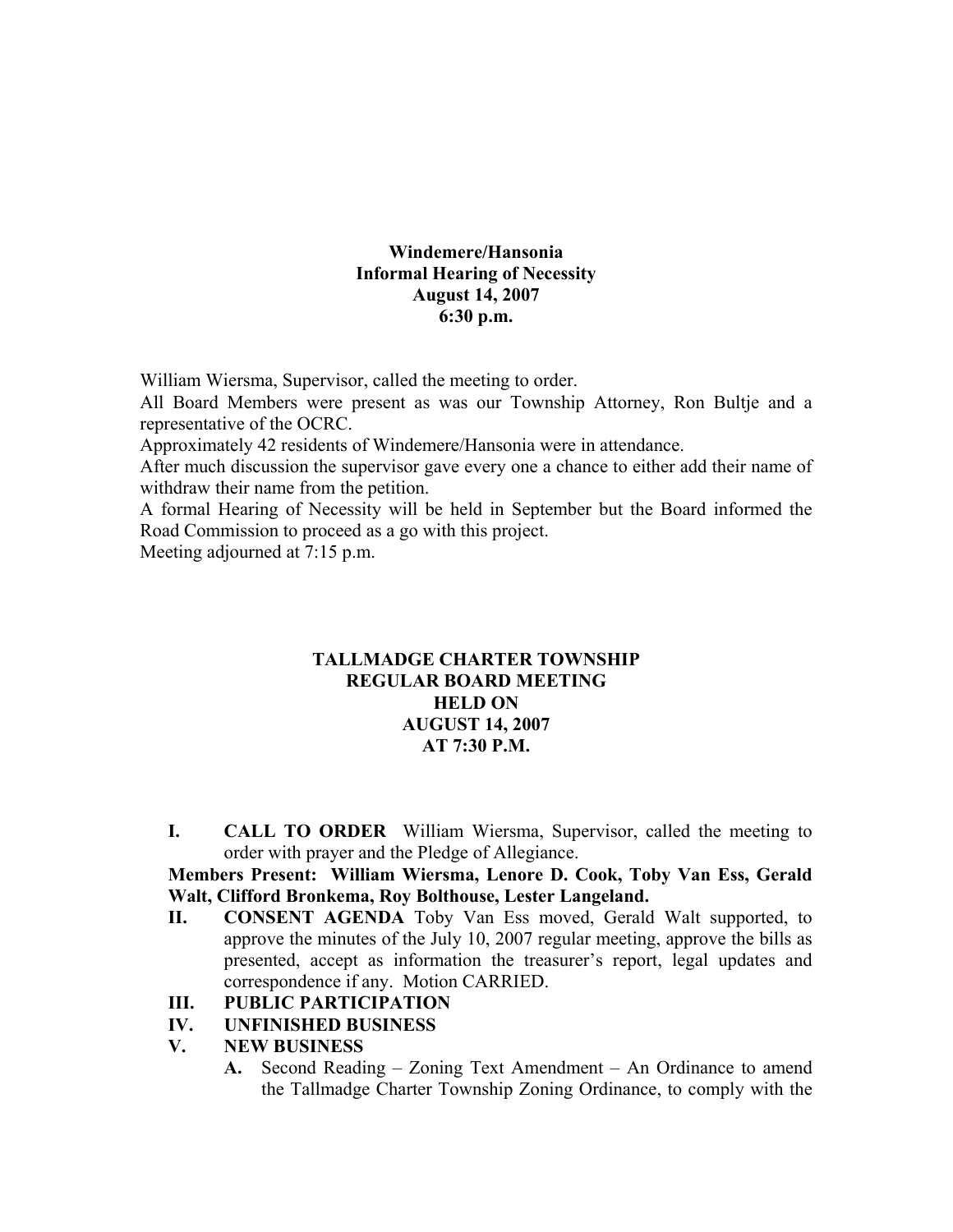**Windemere/Hansonia**
**Informal Hearing of Necessity**
**August 14, 2007**
**6:30 p.m.**

William Wiersma, Supervisor, called the meeting to order.
All Board Members were present as was our Township Attorney, Ron Bultje and a representative of the OCRC.
Approximately 42 residents of Windemere/Hansonia were in attendance.
After much discussion the supervisor gave every one a chance to either add their name of withdraw their name from the petition.
A formal Hearing of Necessity will be held in September but the Board informed the Road Commission to proceed as a go with this project.
Meeting adjourned at 7:15 p.m.

**TALLMADGE CHARTER TOWNSHIP**
**REGULAR BOARD MEETING**
**HELD ON**
**AUGUST 14, 2007**
**AT 7:30 P.M.**

**I. CALL TO ORDER** William Wiersma, Supervisor, called the meeting to order with prayer and the Pledge of Allegiance.

**Members Present: William Wiersma, Lenore D. Cook, Toby Van Ess, Gerald Walt, Clifford Bronkema, Roy Bolthouse, Lester Langeland.**

**II. CONSENT AGENDA** Toby Van Ess moved, Gerald Walt supported, to approve the minutes of the July 10, 2007 regular meeting, approve the bills as presented, accept as information the treasurer's report, legal updates and correspondence if any. Motion CARRIED.

**III. PUBLIC PARTICIPATION**

**IV. UNFINISHED BUSINESS**

**V. NEW BUSINESS**

**A.** Second Reading – Zoning Text Amendment – An Ordinance to amend the Tallmadge Charter Township Zoning Ordinance, to comply with the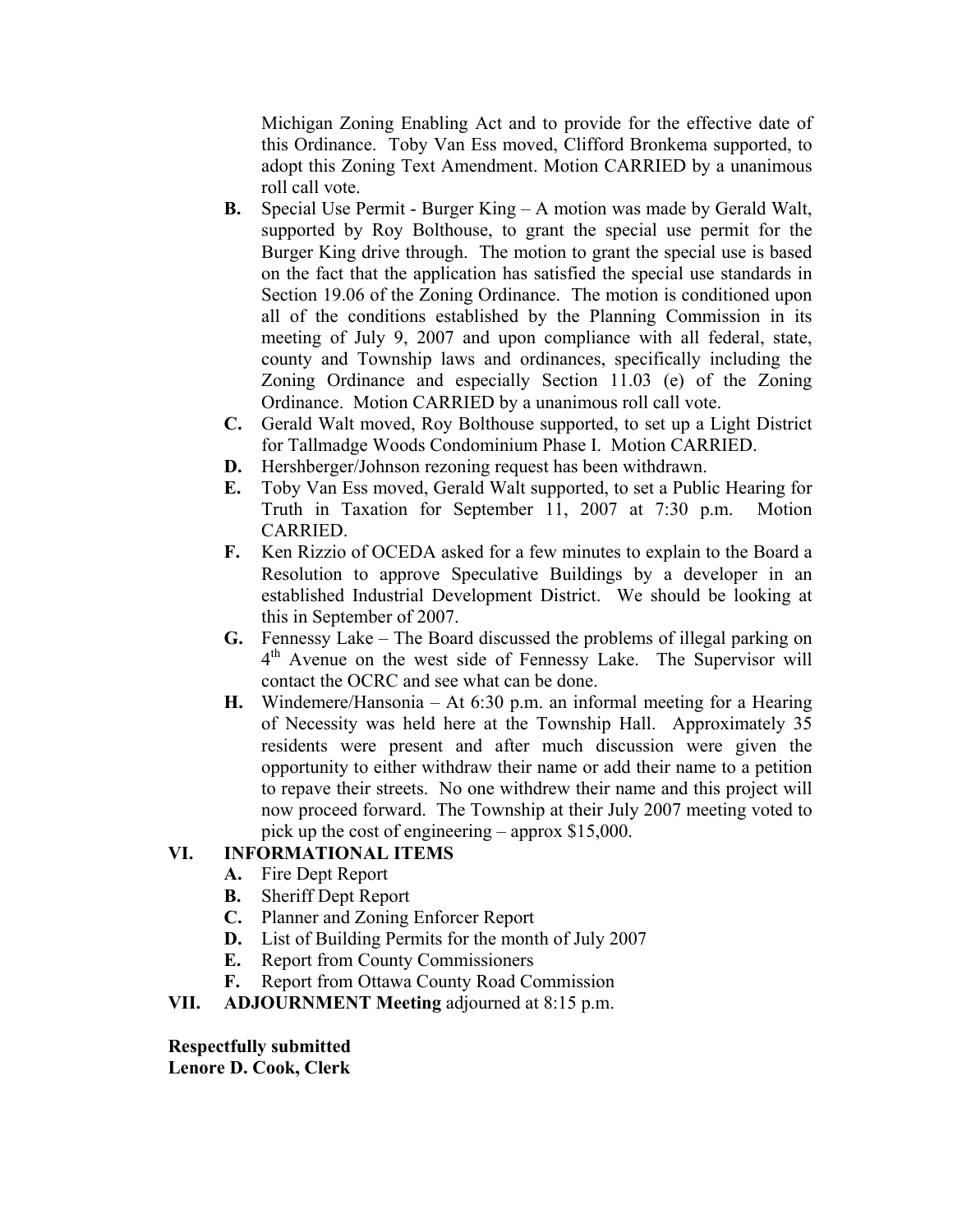Michigan Zoning Enabling Act and to provide for the effective date of this Ordinance. Toby Van Ess moved, Clifford Bronkema supported, to adopt this Zoning Text Amendment. Motion CARRIED by a unanimous roll call vote.

- **B.** Special Use Permit - Burger King – A motion was made by Gerald Walt, supported by Roy Bolthouse, to grant the special use permit for the Burger King drive through. The motion to grant the special use is based on the fact that the application has satisfied the special use standards in Section 19.06 of the Zoning Ordinance. The motion is conditioned upon all of the conditions established by the Planning Commission in its meeting of July 9, 2007 and upon compliance with all federal, state, county and Township laws and ordinances, specifically including the Zoning Ordinance and especially Section 11.03 (e) of the Zoning Ordinance. Motion CARRIED by a unanimous roll call vote.
- **C.** Gerald Walt moved, Roy Bolthouse supported, to set up a Light District for Tallmadge Woods Condominium Phase I. Motion CARRIED.
- **D.** Hershberger/Johnson rezoning request has been withdrawn.
- **E.** Toby Van Ess moved, Gerald Walt supported, to set a Public Hearing for Truth in Taxation for September 11, 2007 at 7:30 p.m. Motion CARRIED.
- **F.** Ken Rizzio of OCEDA asked for a few minutes to explain to the Board a Resolution to approve Speculative Buildings by a developer in an established Industrial Development District. We should be looking at this in September of 2007.
- **G.** Fennessy Lake – The Board discussed the problems of illegal parking on 4th Avenue on the west side of Fennessy Lake. The Supervisor will contact the OCRC and see what can be done.
- **H.** Windemere/Hansonia – At 6:30 p.m. an informal meeting for a Hearing of Necessity was held here at the Township Hall. Approximately 35 residents were present and after much discussion were given the opportunity to either withdraw their name or add their name to a petition to repave their streets. No one withdrew their name and this project will now proceed forward. The Township at their July 2007 meeting voted to pick up the cost of engineering – approx $15,000.

## VI. INFORMATIONAL ITEMS

- **A.** Fire Dept Report
- **B.** Sheriff Dept Report
- **C.** Planner and Zoning Enforcer Report
- **D.** List of Building Permits for the month of July 2007
- **E.** Report from County Commissioners
- **F.** Report from Ottawa County Road Commission

## VII. ADJOURNMENT Meeting adjourned at 8:15 p.m.

**Respectfully submitted**
**Lenore D. Cook, Clerk**